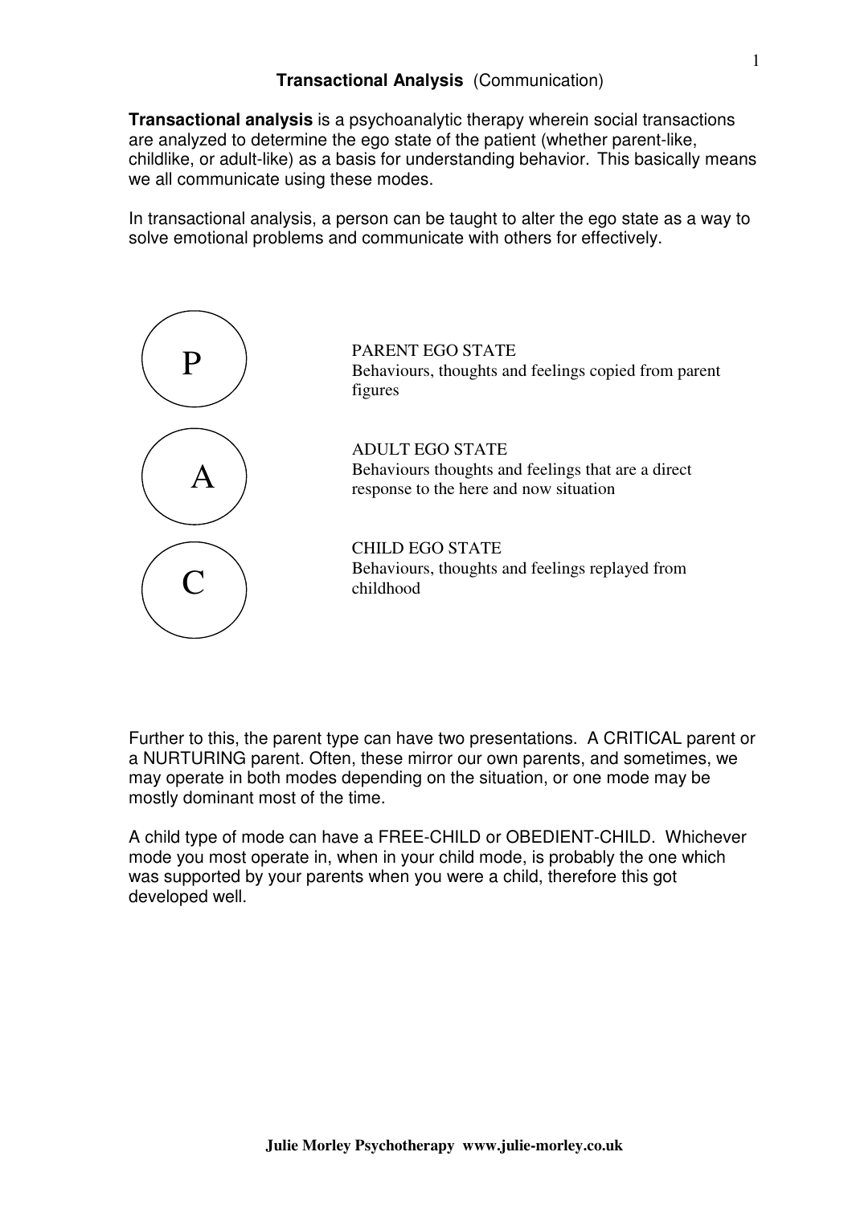# **Transactional Analysis** (Communication)

**Transactional analysis** is a psychoanalytic therapy wherein social transactions are analyzed to determine the ego state of the patient (whether parent-like, childlike, or adult-like) as a basis for understanding behavior. This basically means we all communicate using these modes.

In transactional analysis, a person can be taught to alter the ego state as a way to solve emotional problems and communicate with others for effectively.

P

PARENT EGO STATE
Behaviours, thoughts and feelings copied from parent figures

A

ADULT EGO STATE
Behaviours thoughts and feelings that are a direct response to the here and now situation

C

CHILD EGO STATE
Behaviours, thoughts and feelings replayed from childhood

Further to this, the parent type can have two presentations. A CRITICAL parent or a NURTURING parent. Often, these mirror our own parents, and sometimes, we may operate in both modes depending on the situation, or one mode may be mostly dominant most of the time.

A child type of mode can have a FREE-CHILD or OBEDIENT-CHILD. Whichever mode you most operate in, when in your child mode, is probably the one which was supported by your parents when you were a child, therefore this got developed well.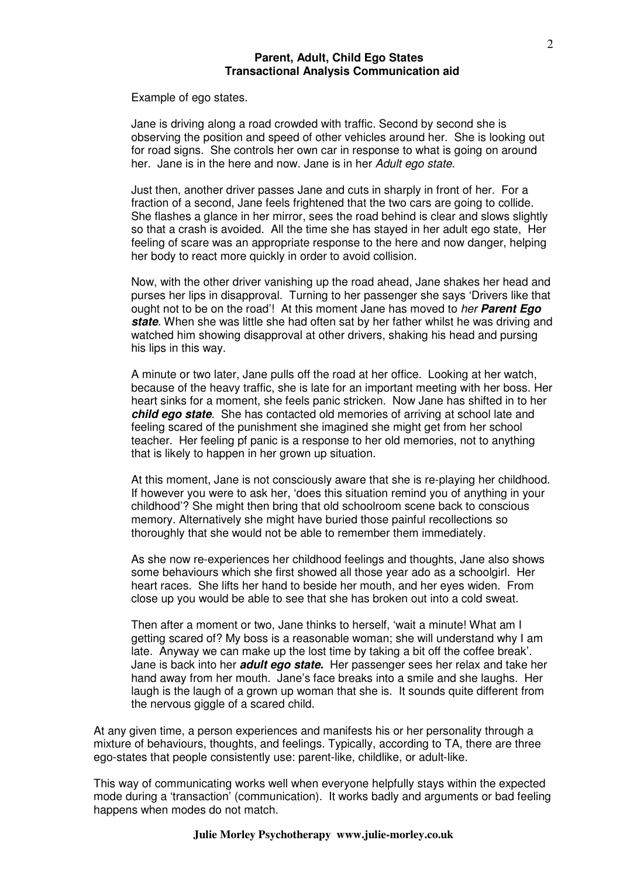**Parent, Adult, Child Ego States**
**Transactional Analysis Communication aid**

Example of ego states.

Jane is driving along a road crowded with traffic. Second by second she is observing the position and speed of other vehicles around her. She is looking out for road signs. She controls her own car in response to what is going on around her. Jane is in the here and now. Jane is in her *Adult ego state.*

Just then, another driver passes Jane and cuts in sharply in front of her. For a fraction of a second, Jane feels frightened that the two cars are going to collide. She flashes a glance in her mirror, sees the road behind is clear and slows slightly so that a crash is avoided. All the time she has stayed in her adult ego state, Her feeling of scare was an appropriate response to the here and now danger, helping her body to react more quickly in order to avoid collision.

Now, with the other driver vanishing up the road ahead, Jane shakes her head and purses her lips in disapproval. Turning to her passenger she says 'Drivers like that ought not to be on the road'! At this moment Jane has moved to *her* ***Parent Ego state***. When she was little she had often sat by her father whilst he was driving and watched him showing disapproval at other drivers, shaking his head and pursing his lips in this way.

A minute or two later, Jane pulls off the road at her office. Looking at her watch, because of the heavy traffic, she is late for an important meeting with her boss. Her heart sinks for a moment, she feels panic stricken. Now Jane has shifted in to her ***child ego state***. She has contacted old memories of arriving at school late and feeling scared of the punishment she imagined she might get from her school teacher. Her feeling pf panic is a response to her old memories, not to anything that is likely to happen in her grown up situation.

At this moment, Jane is not consciously aware that she is re-playing her childhood. If however you were to ask her, 'does this situation remind you of anything in your childhood'? She might then bring that old schoolroom scene back to conscious memory. Alternatively she might have buried those painful recollections so thoroughly that she would not be able to remember them immediately.

As she now re-experiences her childhood feelings and thoughts, Jane also shows some behaviours which she first showed all those year ado as a schoolgirl. Her heart races. She lifts her hand to beside her mouth, and her eyes widen. From close up you would be able to see that she has broken out into a cold sweat.

Then after a moment or two, Jane thinks to herself, 'wait a minute! What am I getting scared of? My boss is a reasonable woman; she will understand why I am late. Anyway we can make up the lost time by taking a bit off the coffee break'. Jane is back into her ***adult ego state.*** Her passenger sees her relax and take her hand away from her mouth. Jane's face breaks into a smile and she laughs. Her laugh is the laugh of a grown up woman that she is. It sounds quite different from the nervous giggle of a scared child.

At any given time, a person experiences and manifests his or her personality through a mixture of behaviours, thoughts, and feelings. Typically, according to TA, there are three ego-states that people consistently use: parent-like, childlike, or adult-like.

This way of communicating works well when everyone helpfully stays within the expected mode during a 'transaction' (communication). It works badly and arguments or bad feeling happens when modes do not match.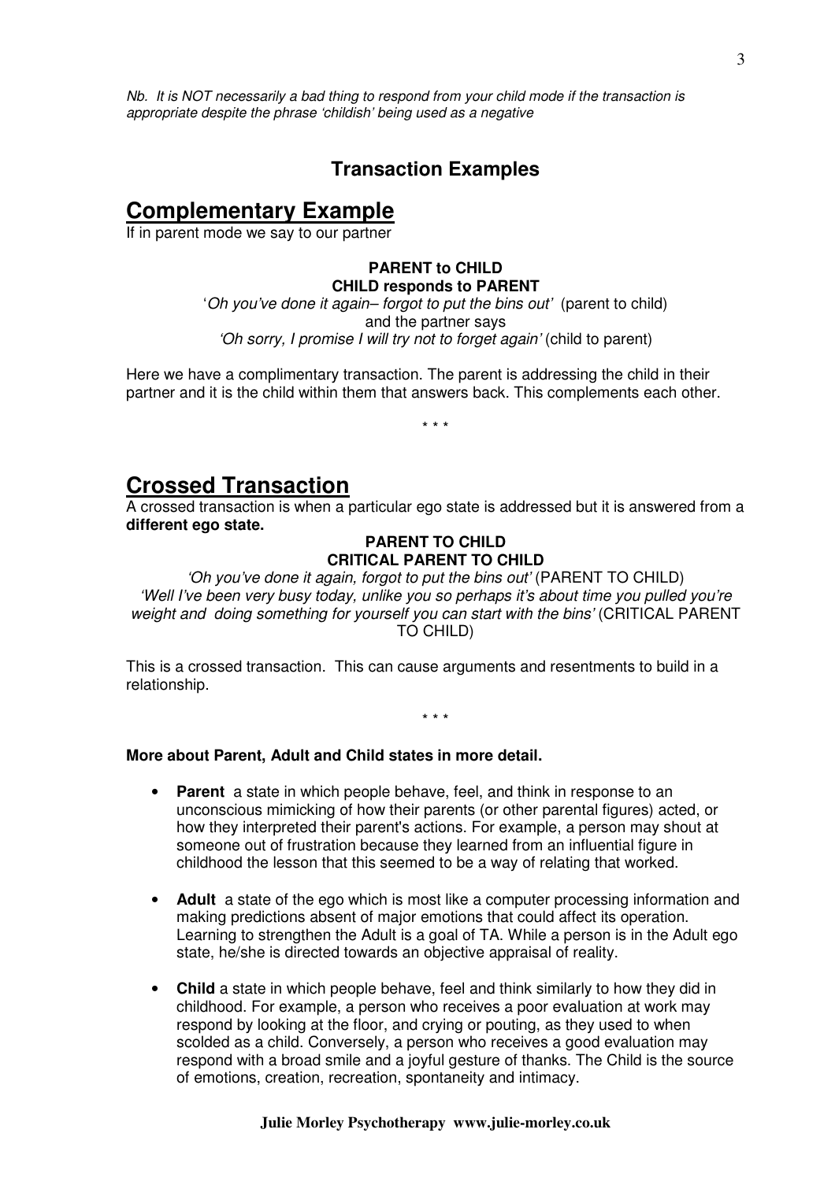*Nb. It is NOT necessarily a bad thing to respond from your child mode if the transaction is appropriate despite the phrase 'childish' being used as a negative*

### Transaction Examples

## Complementary Example

If in parent mode we say to our partner

**PARENT to CHILD**
**CHILD responds to PARENT**

'*Oh you've done it again– forgot to put the bins out'* (parent to child)
and the partner says
*'Oh sorry, I promise I will try not to forget again'* (child to parent)

Here we have a complimentary transaction. The parent is addressing the child in their partner and it is the child within them that answers back. This complements each other.

\* \* \*

## Crossed Transaction

A crossed transaction is when a particular ego state is addressed but it is answered from a **different ego state.**

**PARENT TO CHILD**
**CRITICAL PARENT TO CHILD**

*'Oh you've done it again, forgot to put the bins out'* (PARENT TO CHILD)
*'Well I've been very busy today, unlike you so perhaps it's about time you pulled you're weight and doing something for yourself you can start with the bins'* (CRITICAL PARENT TO CHILD)

This is a crossed transaction. This can cause arguments and resentments to build in a relationship.

\* \* \*

**More about Parent, Adult and Child states in more detail.**

- **Parent** a state in which people behave, feel, and think in response to an unconscious mimicking of how their parents (or other parental figures) acted, or how they interpreted their parent's actions. For example, a person may shout at someone out of frustration because they learned from an influential figure in childhood the lesson that this seemed to be a way of relating that worked.
- **Adult** a state of the ego which is most like a computer processing information and making predictions absent of major emotions that could affect its operation. Learning to strengthen the Adult is a goal of TA. While a person is in the Adult ego state, he/she is directed towards an objective appraisal of reality.
- **Child** a state in which people behave, feel and think similarly to how they did in childhood. For example, a person who receives a poor evaluation at work may respond by looking at the floor, and crying or pouting, as they used to when scolded as a child. Conversely, a person who receives a good evaluation may respond with a broad smile and a joyful gesture of thanks. The Child is the source of emotions, creation, recreation, spontaneity and intimacy.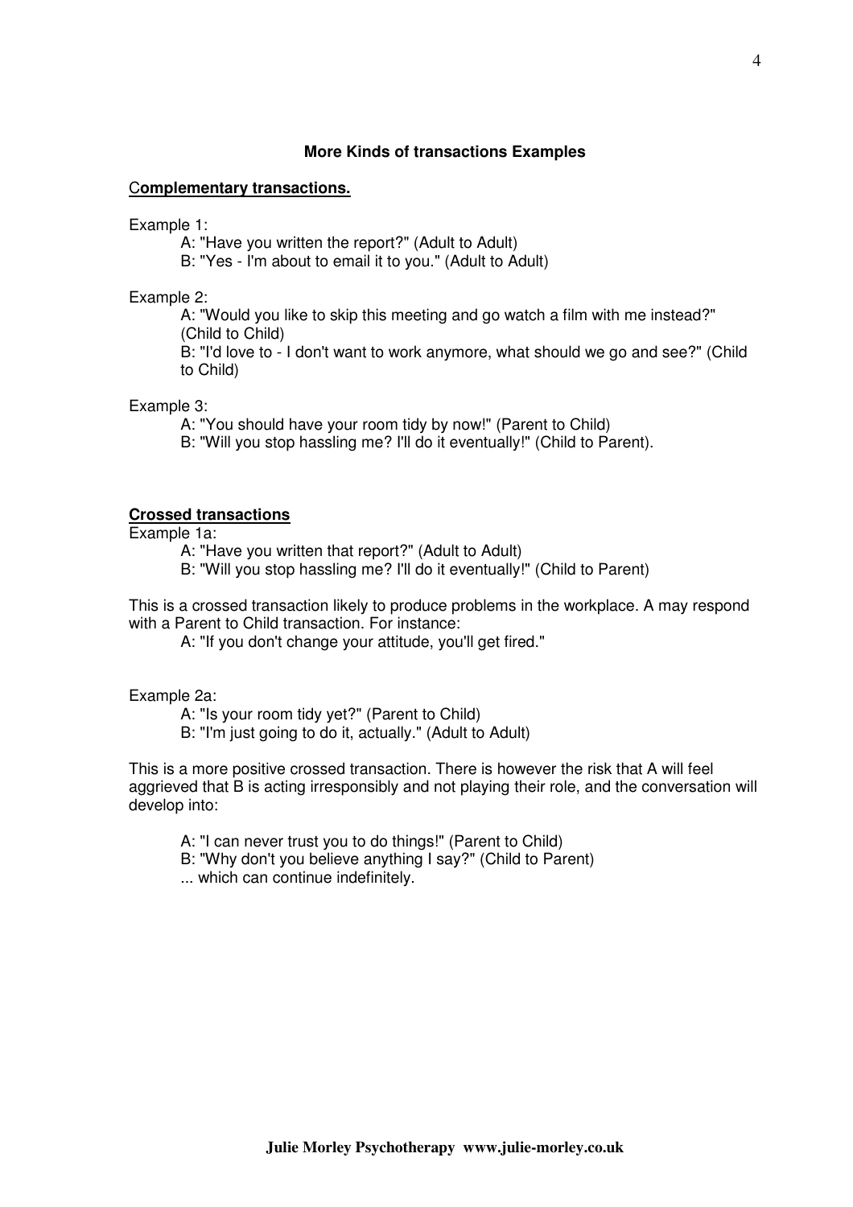### More Kinds of transactions Examples

**Complementary transactions.**

Example 1:

A: "Have you written the report?" (Adult to Adult)
B: "Yes - I'm about to email it to you." (Adult to Adult)

Example 2:

A: "Would you like to skip this meeting and go watch a film with me instead?" (Child to Child)
B: "I'd love to - I don't want to work anymore, what should we go and see?" (Child to Child)

Example 3:

A: "You should have your room tidy by now!" (Parent to Child)
B: "Will you stop hassling me? I'll do it eventually!" (Child to Parent).

**Crossed transactions**

Example 1a:

A: "Have you written that report?" (Adult to Adult)
B: "Will you stop hassling me? I'll do it eventually!" (Child to Parent)

This is a crossed transaction likely to produce problems in the workplace. A may respond with a Parent to Child transaction. For instance:

A: "If you don't change your attitude, you'll get fired."

Example 2a:

A: "Is your room tidy yet?" (Parent to Child)
B: "I'm just going to do it, actually." (Adult to Adult)

This is a more positive crossed transaction. There is however the risk that A will feel aggrieved that B is acting irresponsibly and not playing their role, and the conversation will develop into:

A: "I can never trust you to do things!" (Parent to Child)
B: "Why don't you believe anything I say?" (Child to Parent)
... which can continue indefinitely.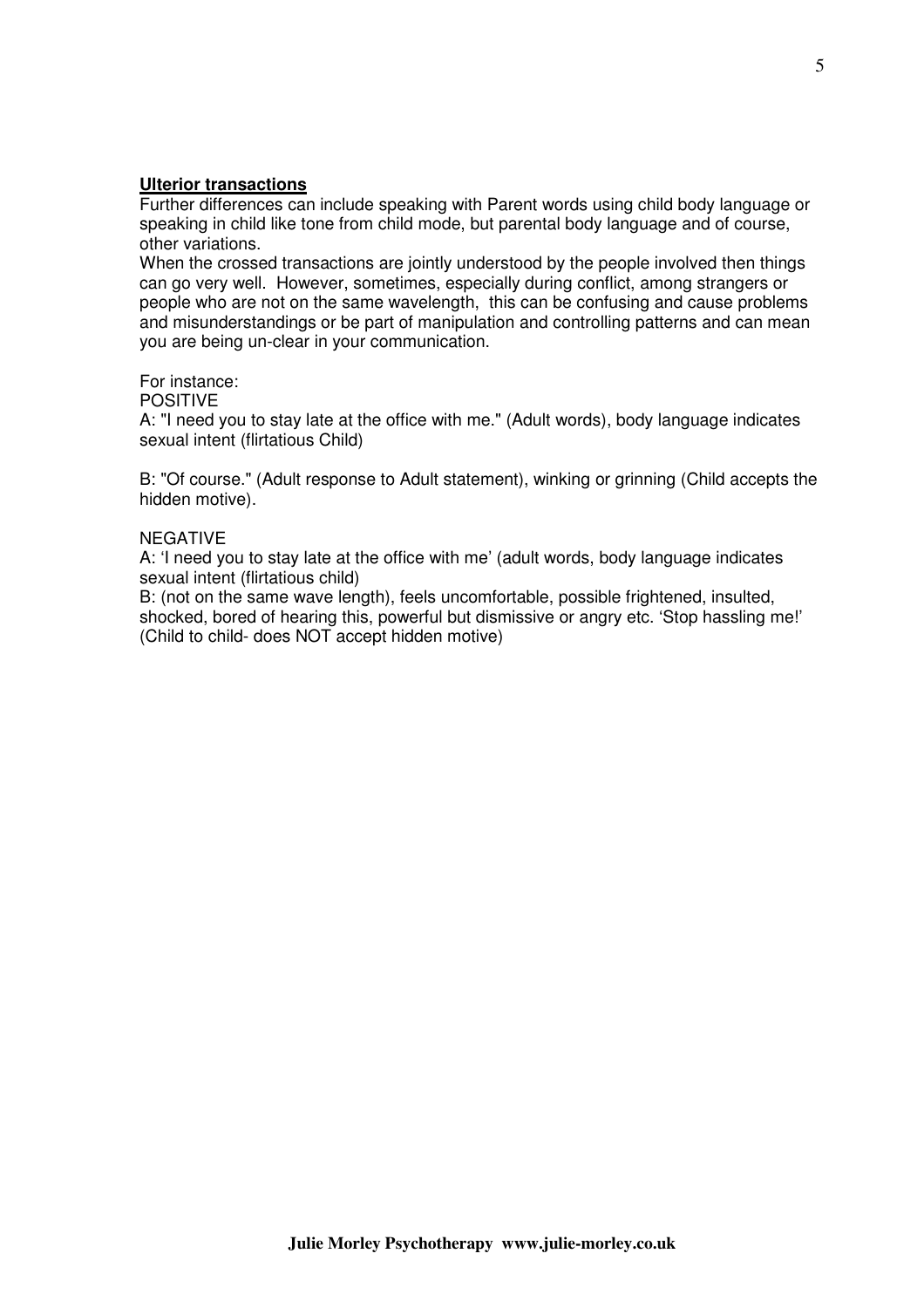**Ulterior transactions**

Further differences can include speaking with Parent words using child body language or speaking in child like tone from child mode, but parental body language and of course, other variations.

When the crossed transactions are jointly understood by the people involved then things can go very well. However, sometimes, especially during conflict, among strangers or people who are not on the same wavelength, this can be confusing and cause problems and misunderstandings or be part of manipulation and controlling patterns and can mean you are being un-clear in your communication.

For instance:

POSITIVE

A: "I need you to stay late at the office with me." (Adult words), body language indicates sexual intent (flirtatious Child)

B: "Of course." (Adult response to Adult statement), winking or grinning (Child accepts the hidden motive).

NEGATIVE

A: 'I need you to stay late at the office with me' (adult words, body language indicates sexual intent (flirtatious child)

B: (not on the same wave length), feels uncomfortable, possible frightened, insulted, shocked, bored of hearing this, powerful but dismissive or angry etc. 'Stop hassling me!' (Child to child- does NOT accept hidden motive)

**Julie Morley Psychotherapy www.julie-morley.co.uk**